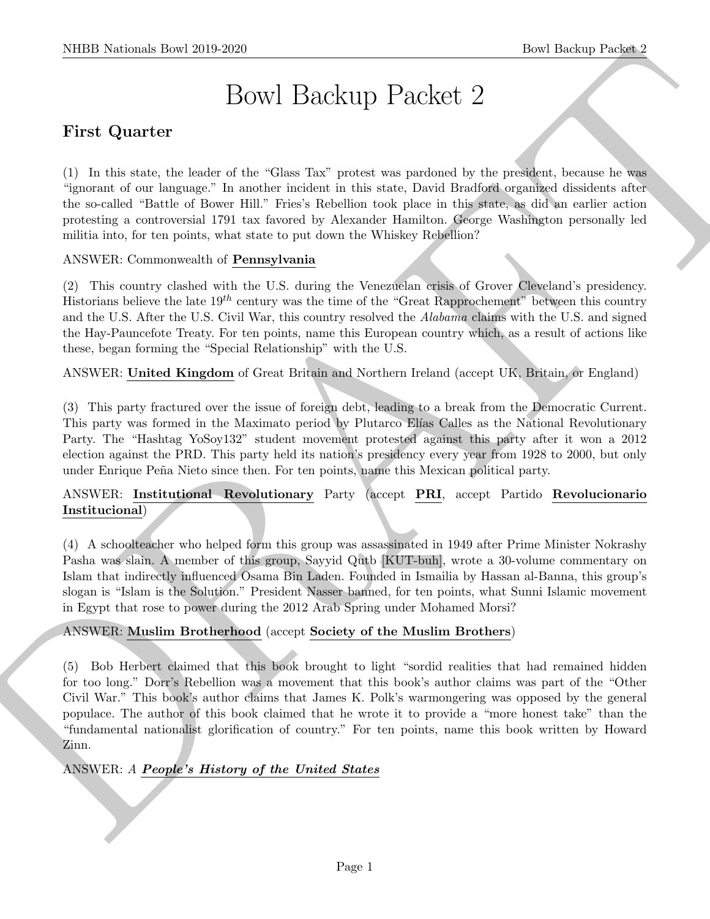# Bowl Backup Packet 2

## First Quarter

(1) In this state, the leader of the "Glass Tax" protest was pardoned by the president, because he was "ignorant of our language." In another incident in this state, David Bradford organized dissidents after the so-called "Battle of Bower Hill." Fries's Rebellion took place in this state, as did an earlier action protesting a controversial 1791 tax favored by Alexander Hamilton. George Washington personally led militia into, for ten points, what state to put down the Whiskey Rebellion?

ANSWER: Commonwealth of **Pennsylvania**

(2) This country clashed with the U.S. during the Venezuelan crisis of Grover Cleveland's presidency. Historians believe the late 19th century was the time of the "Great Rapprochement" between this country and the U.S. After the U.S. Civil War, this country resolved the *Alabama* claims with the U.S. and signed the Hay-Pauncefote Treaty. For ten points, name this European country which, as a result of actions like these, began forming the "Special Relationship" with the U.S.

ANSWER: **United Kingdom** of Great Britain and Northern Ireland (accept UK, Britain, or England)

(3) This party fractured over the issue of foreign debt, leading to a break from the Democratic Current. This party was formed in the Maximato period by Plutarco Elías Calles as the National Revolutionary Party. The "Hashtag YoSoy132" student movement protested against this party after it won a 2012 election against the PRD. This party held its nation's presidency every year from 1928 to 2000, but only under Enrique Peña Nieto since then. For ten points, name this Mexican political party.

ANSWER: **Institutional Revolutionary** Party (accept **PRI**, accept Partido **Revolucionario Institucional**)

(4) A schoolteacher who helped form this group was assassinated in 1949 after Prime Minister Nokrashy Pasha was slain. A member of this group, Sayyid Qutb [KUT-buh], wrote a 30-volume commentary on Islam that indirectly influenced Osama Bin Laden. Founded in Ismailia by Hassan al-Banna, this group's slogan is "Islam is the Solution." President Nasser banned, for ten points, what Sunni Islamic movement in Egypt that rose to power during the 2012 Arab Spring under Mohamed Morsi?

ANSWER: **Muslim Brotherhood** (accept **Society of the Muslim Brothers**)

(5) Bob Herbert claimed that this book brought to light "sordid realities that had remained hidden for too long." Dorr's Rebellion was a movement that this book's author claims was part of the "Other Civil War." This book's author claims that James K. Polk's warmongering was opposed by the general populace. The author of this book claimed that he wrote it to provide a "more honest take" than the "fundamental nationalist glorification of country." For ten points, name this book written by Howard Zinn.

ANSWER: *A* ***People's History of the United States***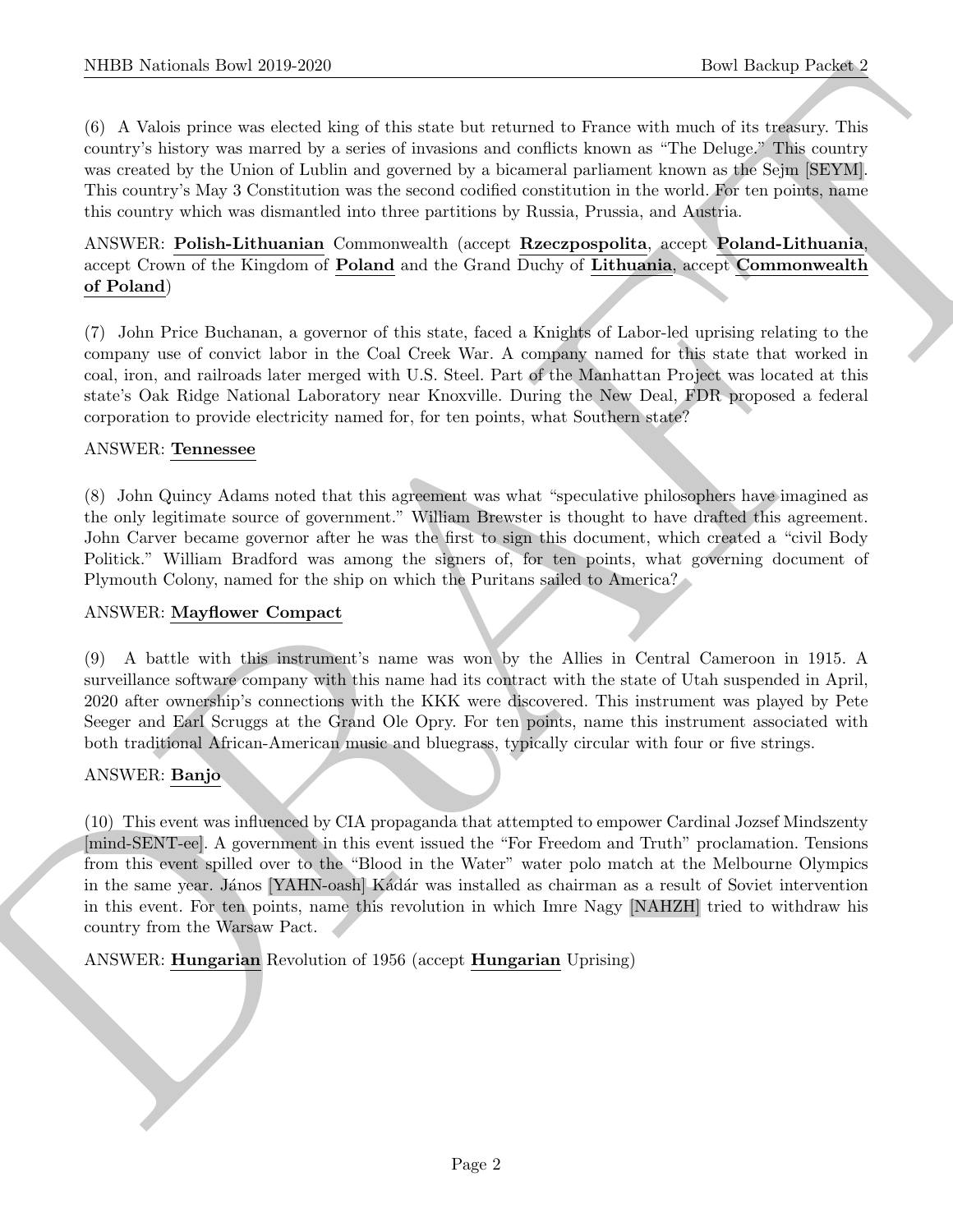(6) A Valois prince was elected king of this state but returned to France with much of its treasury. This country's history was marred by a series of invasions and conflicts known as "The Deluge." This country was created by the Union of Lublin and governed by a bicameral parliament known as the Sejm [SEYM]. This country's May 3 Constitution was the second codified constitution in the world. For ten points, name this country which was dismantled into three partitions by Russia, Prussia, and Austria.

ANSWER: **Polish-Lithuanian** Commonwealth (accept **Rzeczpospolita**, accept **Poland-Lithuania**, accept Crown of the Kingdom of **Poland** and the Grand Duchy of **Lithuania**, accept **Commonwealth of Poland**)

(7) John Price Buchanan, a governor of this state, faced a Knights of Labor-led uprising relating to the company use of convict labor in the Coal Creek War. A company named for this state that worked in coal, iron, and railroads later merged with U.S. Steel. Part of the Manhattan Project was located at this state's Oak Ridge National Laboratory near Knoxville. During the New Deal, FDR proposed a federal corporation to provide electricity named for, for ten points, what Southern state?

ANSWER: **Tennessee**

(8) John Quincy Adams noted that this agreement was what "speculative philosophers have imagined as the only legitimate source of government." William Brewster is thought to have drafted this agreement. John Carver became governor after he was the first to sign this document, which created a "civil Body Politick." William Bradford was among the signers of, for ten points, what governing document of Plymouth Colony, named for the ship on which the Puritans sailed to America?

ANSWER: **Mayflower Compact**

(9) A battle with this instrument's name was won by the Allies in Central Cameroon in 1915. A surveillance software company with this name had its contract with the state of Utah suspended in April, 2020 after ownership's connections with the KKK were discovered. This instrument was played by Pete Seeger and Earl Scruggs at the Grand Ole Opry. For ten points, name this instrument associated with both traditional African-American music and bluegrass, typically circular with four or five strings.

ANSWER: **Banjo**

(10) This event was influenced by CIA propaganda that attempted to empower Cardinal Jozsef Mindszenty [mind-SENT-ee]. A government in this event issued the "For Freedom and Truth" proclamation. Tensions from this event spilled over to the "Blood in the Water" water polo match at the Melbourne Olympics in the same year. János [YAHN-oash] Kádár was installed as chairman as a result of Soviet intervention in this event. For ten points, name this revolution in which Imre Nagy [NAHZH] tried to withdraw his country from the Warsaw Pact.

ANSWER: **Hungarian** Revolution of 1956 (accept **Hungarian** Uprising)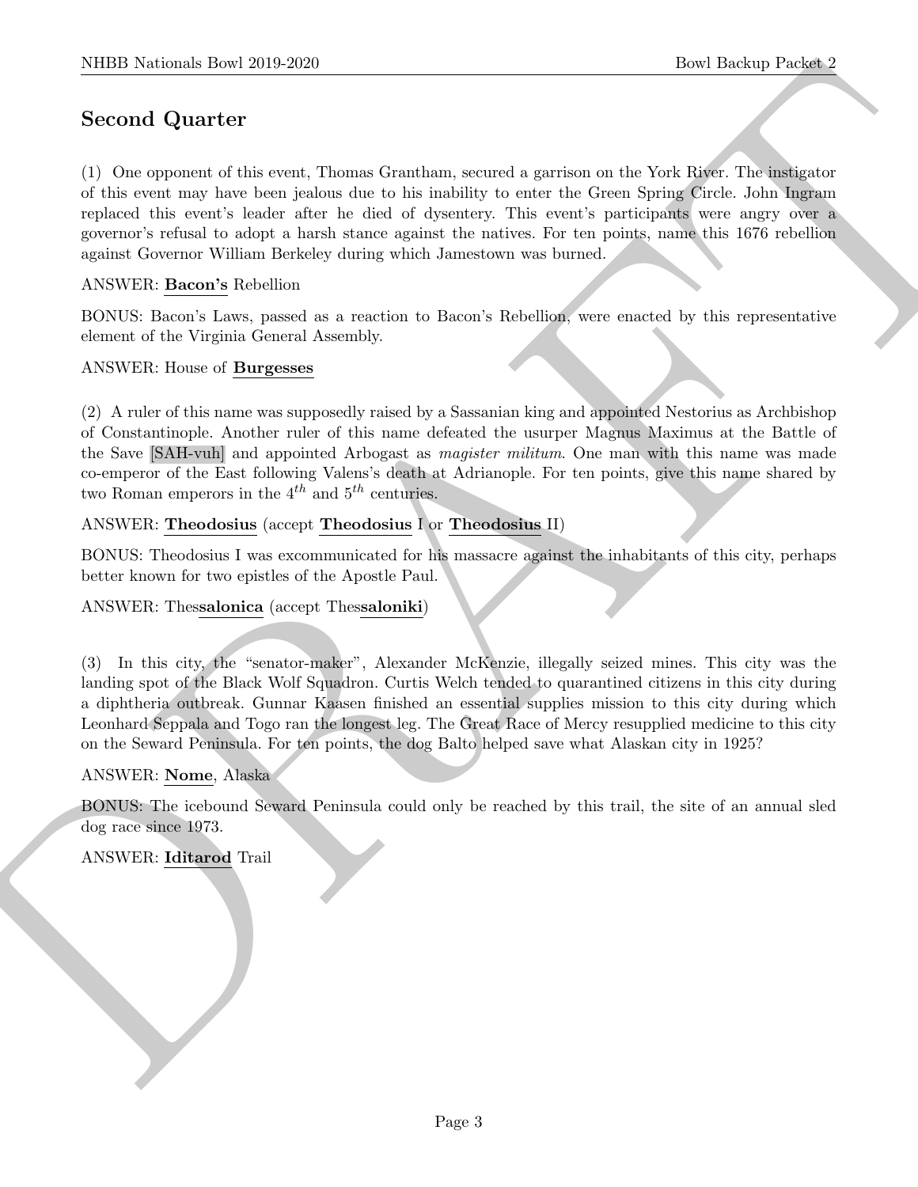## Second Quarter

(1) One opponent of this event, Thomas Grantham, secured a garrison on the York River. The instigator of this event may have been jealous due to his inability to enter the Green Spring Circle. John Ingram replaced this event's leader after he died of dysentery. This event's participants were angry over a governor's refusal to adopt a harsh stance against the natives. For ten points, name this 1676 rebellion against Governor William Berkeley during which Jamestown was burned.

ANSWER: **Bacon's** Rebellion

BONUS: Bacon's Laws, passed as a reaction to Bacon's Rebellion, were enacted by this representative element of the Virginia General Assembly.

ANSWER: House of **Burgesses**

(2) A ruler of this name was supposedly raised by a Sassanian king and appointed Nestorius as Archbishop of Constantinople. Another ruler of this name defeated the usurper Magnus Maximus at the Battle of the Save [SAH-vuh] and appointed Arbogast as *magister militum*. One man with this name was made co-emperor of the East following Valens's death at Adrianople. For ten points, give this name shared by two Roman emperors in the $4^{th}$ and $5^{th}$ centuries.

ANSWER: **Theodosius** (accept **Theodosius** I or **Theodosius** II)

BONUS: Theodosius I was excommunicated for his massacre against the inhabitants of this city, perhaps better known for two epistles of the Apostle Paul.

ANSWER: Thes**salonica** (accept Thes**saloniki**)

(3) In this city, the "senator-maker", Alexander McKenzie, illegally seized mines. This city was the landing spot of the Black Wolf Squadron. Curtis Welch tended to quarantined citizens in this city during a diphtheria outbreak. Gunnar Kaasen finished an essential supplies mission to this city during which Leonhard Seppala and Togo ran the longest leg. The Great Race of Mercy resupplied medicine to this city on the Seward Peninsula. For ten points, the dog Balto helped save what Alaskan city in 1925?

ANSWER: **Nome**, Alaska

BONUS: The icebound Seward Peninsula could only be reached by this trail, the site of an annual sled dog race since 1973.

ANSWER: **Iditarod** Trail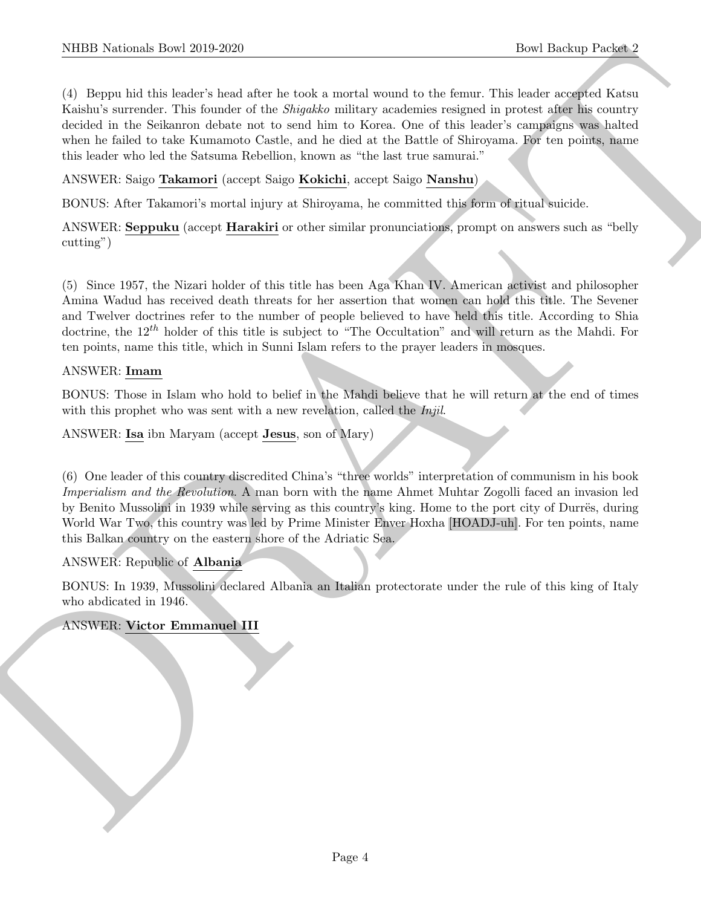(4) Beppu hid this leader's head after he took a mortal wound to the femur. This leader accepted Katsu Kaishu's surrender. This founder of the *Shigakko* military academies resigned in protest after his country decided in the Seikanron debate not to send him to Korea. One of this leader's campaigns was halted when he failed to take Kumamoto Castle, and he died at the Battle of Shiroyama. For ten points, name this leader who led the Satsuma Rebellion, known as "the last true samurai."

ANSWER: Saigo **Takamori** (accept Saigo **Kokichi**, accept Saigo **Nanshu**)

BONUS: After Takamori's mortal injury at Shiroyama, he committed this form of ritual suicide.

ANSWER: **Seppuku** (accept **Harakiri** or other similar pronunciations, prompt on answers such as "belly cutting")

(5) Since 1957, the Nizari holder of this title has been Aga Khan IV. American activist and philosopher Amina Wadud has received death threats for her assertion that women can hold this title. The Sevener and Twelver doctrines refer to the number of people believed to have held this title. According to Shia doctrine, the $12^{th}$ holder of this title is subject to "The Occultation" and will return as the Mahdi. For ten points, name this title, which in Sunni Islam refers to the prayer leaders in mosques.

ANSWER: **Imam**

BONUS: Those in Islam who hold to belief in the Mahdi believe that he will return at the end of times with this prophet who was sent with a new revelation, called the *Injil*.

ANSWER: **Isa** ibn Maryam (accept **Jesus**, son of Mary)

(6) One leader of this country discredited China's "three worlds" interpretation of communism in his book *Imperialism and the Revolution*. A man born with the name Ahmet Muhtar Zogolli faced an invasion led by Benito Mussolini in 1939 while serving as this country's king. Home to the port city of Durrës, during World War Two, this country was led by Prime Minister Enver Hoxha [HOADJ-uh]. For ten points, name this Balkan country on the eastern shore of the Adriatic Sea.

ANSWER: Republic of **Albania**

BONUS: In 1939, Mussolini declared Albania an Italian protectorate under the rule of this king of Italy who abdicated in 1946.

ANSWER: **Victor Emmanuel III**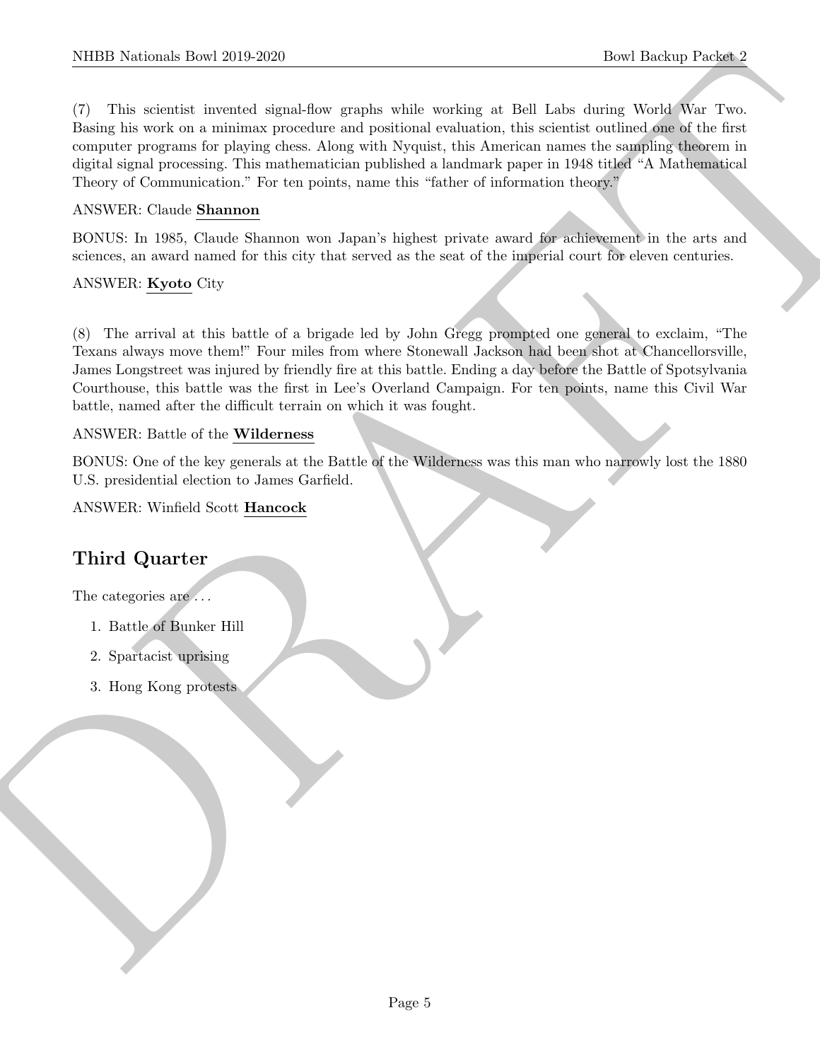(7) This scientist invented signal-flow graphs while working at Bell Labs during World War Two. Basing his work on a minimax procedure and positional evaluation, this scientist outlined one of the first computer programs for playing chess. Along with Nyquist, this American names the sampling theorem in digital signal processing. This mathematician published a landmark paper in 1948 titled "A Mathematical Theory of Communication." For ten points, name this "father of information theory."

ANSWER: Claude **Shannon**

BONUS: In 1985, Claude Shannon won Japan's highest private award for achievement in the arts and sciences, an award named for this city that served as the seat of the imperial court for eleven centuries.

ANSWER: **Kyoto** City

(8) The arrival at this battle of a brigade led by John Gregg prompted one general to exclaim, "The Texans always move them!" Four miles from where Stonewall Jackson had been shot at Chancellorsville, James Longstreet was injured by friendly fire at this battle. Ending a day before the Battle of Spotsylvania Courthouse, this battle was the first in Lee's Overland Campaign. For ten points, name this Civil War battle, named after the difficult terrain on which it was fought.

ANSWER: Battle of the **Wilderness**

BONUS: One of the key generals at the Battle of the Wilderness was this man who narrowly lost the 1880 U.S. presidential election to James Garfield.

ANSWER: Winfield Scott **Hancock**

## Third Quarter

The categories are ...

1. Battle of Bunker Hill
2. Spartacist uprising
3. Hong Kong protests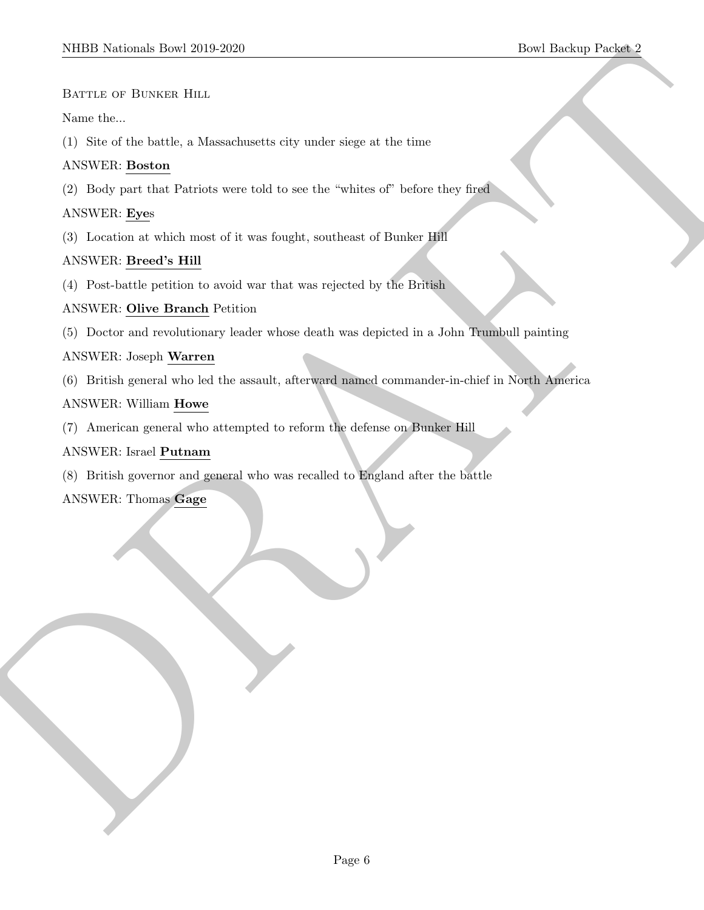BATTLE OF BUNKER HILL

Name the...

(1) Site of the battle, a Massachusetts city under siege at the time

ANSWER: **Boston**

(2) Body part that Patriots were told to see the "whites of" before they fired

ANSWER: **Eye**s

(3) Location at which most of it was fought, southeast of Bunker Hill

ANSWER: **Breed's Hill**

(4) Post-battle petition to avoid war that was rejected by the British

ANSWER: **Olive Branch** Petition

(5) Doctor and revolutionary leader whose death was depicted in a John Trumbull painting

ANSWER: Joseph **Warren**

(6) British general who led the assault, afterward named commander-in-chief in North America

ANSWER: William **Howe**

(7) American general who attempted to reform the defense on Bunker Hill

ANSWER: Israel **Putnam**

(8) British governor and general who was recalled to England after the battle

ANSWER: Thomas **Gage**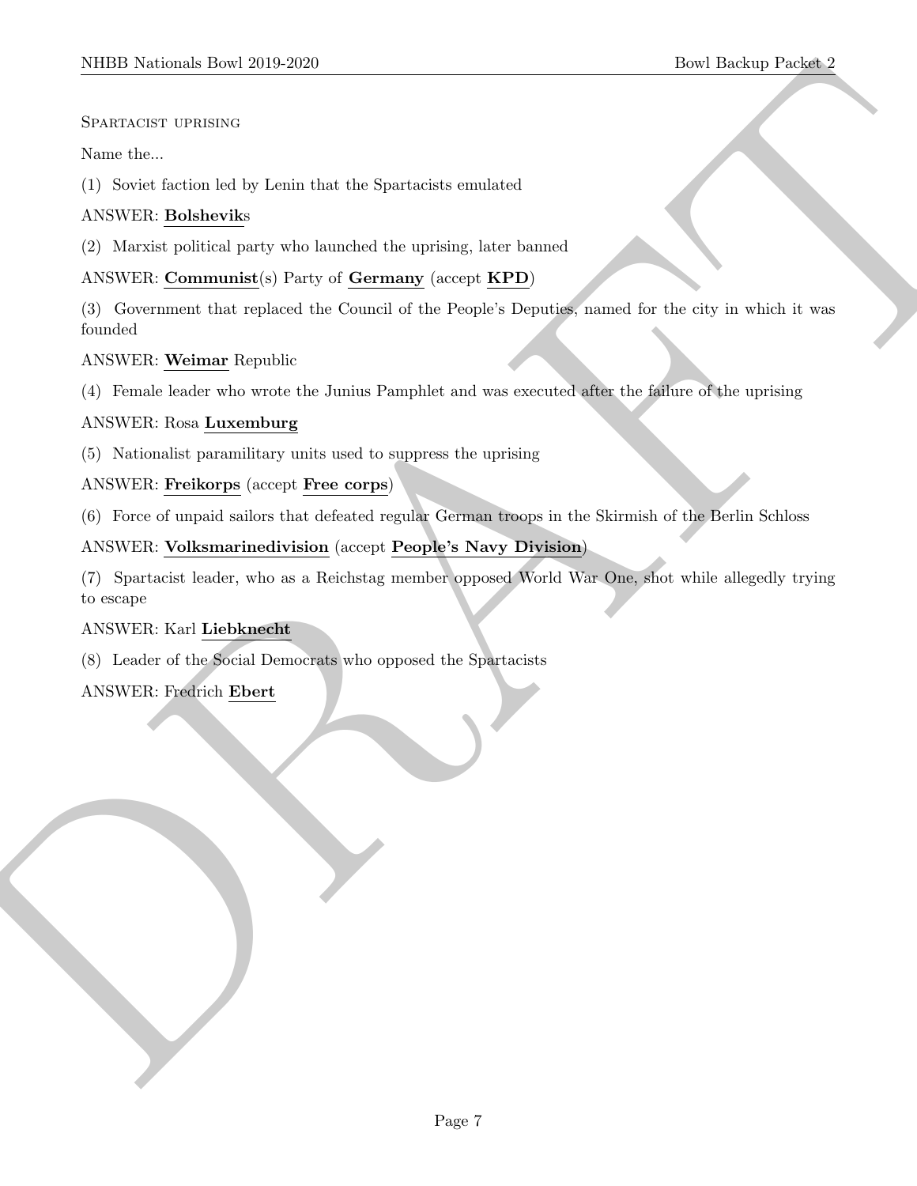Spartacist uprising

Name the...

(1) Soviet faction led by Lenin that the Spartacists emulated

ANSWER: **Bolshevik**s

(2) Marxist political party who launched the uprising, later banned

ANSWER: **Communist**(s) Party of **Germany** (accept **KPD**)

(3) Government that replaced the Council of the People's Deputies, named for the city in which it was founded

ANSWER: **Weimar** Republic

(4) Female leader who wrote the Junius Pamphlet and was executed after the failure of the uprising

ANSWER: Rosa **Luxemburg**

(5) Nationalist paramilitary units used to suppress the uprising

ANSWER: **Freikorps** (accept **Free corps**)

(6) Force of unpaid sailors that defeated regular German troops in the Skirmish of the Berlin Schloss

ANSWER: **Volksmarinedivision** (accept **People's Navy Division**)

(7) Spartacist leader, who as a Reichstag member opposed World War One, shot while allegedly trying to escape

ANSWER: Karl **Liebknecht**

(8) Leader of the Social Democrats who opposed the Spartacists

ANSWER: Fredrich **Ebert**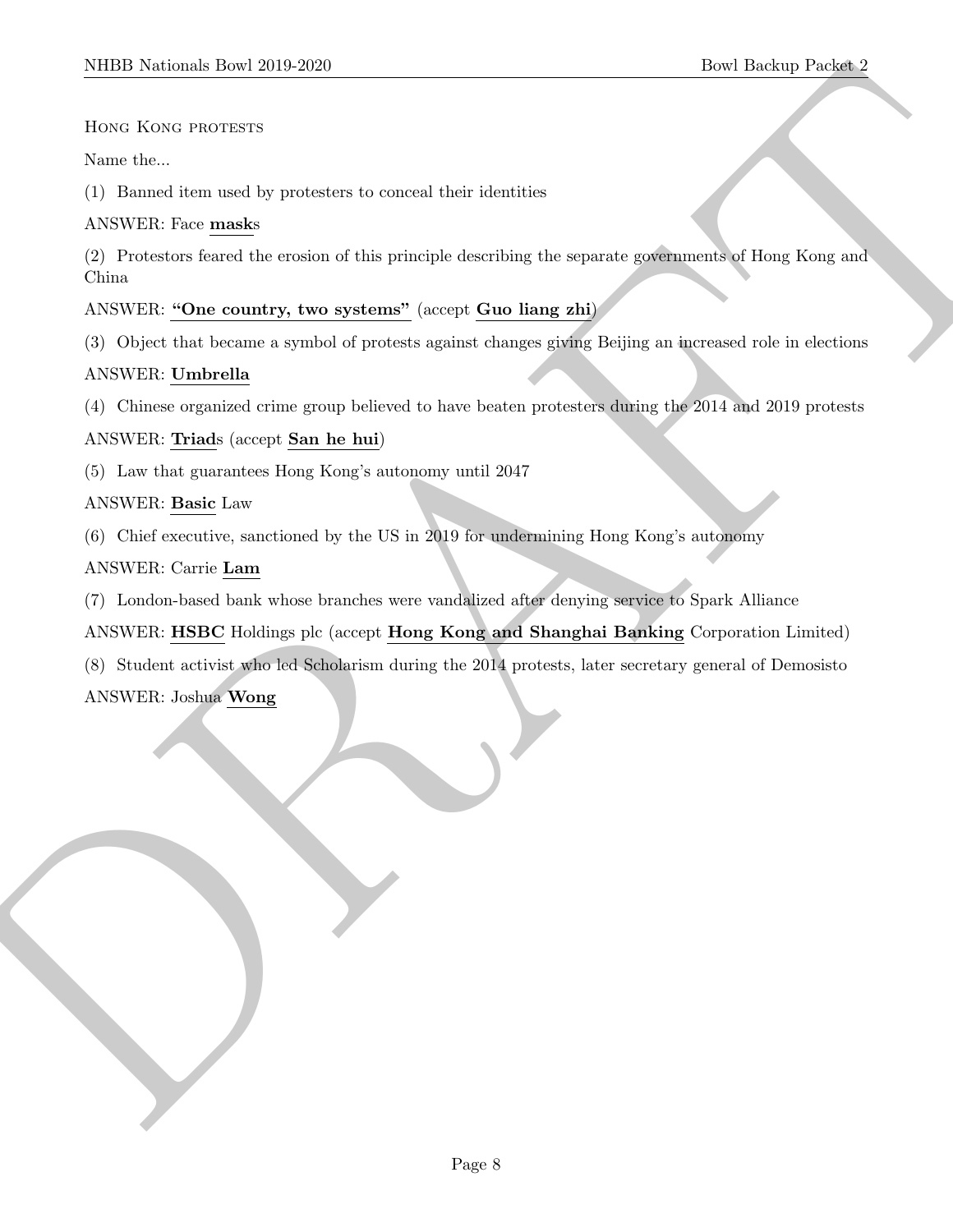Hong Kong protests

Name the...

(1) Banned item used by protesters to conceal their identities

ANSWER: Face **mask**s

(2) Protestors feared the erosion of this principle describing the separate governments of Hong Kong and China

ANSWER: **"One country, two systems"** (accept **Guo liang zhi**)

(3) Object that became a symbol of protests against changes giving Beijing an increased role in elections

ANSWER: **Umbrella**

(4) Chinese organized crime group believed to have beaten protesters during the 2014 and 2019 protests

ANSWER: **Triad**s (accept **San he hui**)

(5) Law that guarantees Hong Kong's autonomy until 2047

ANSWER: **Basic** Law

(6) Chief executive, sanctioned by the US in 2019 for undermining Hong Kong's autonomy

ANSWER: Carrie **Lam**

(7) London-based bank whose branches were vandalized after denying service to Spark Alliance

ANSWER: **HSBC** Holdings plc (accept **Hong Kong and Shanghai Banking** Corporation Limited)

(8) Student activist who led Scholarism during the 2014 protests, later secretary general of Demosisto

ANSWER: Joshua **Wong**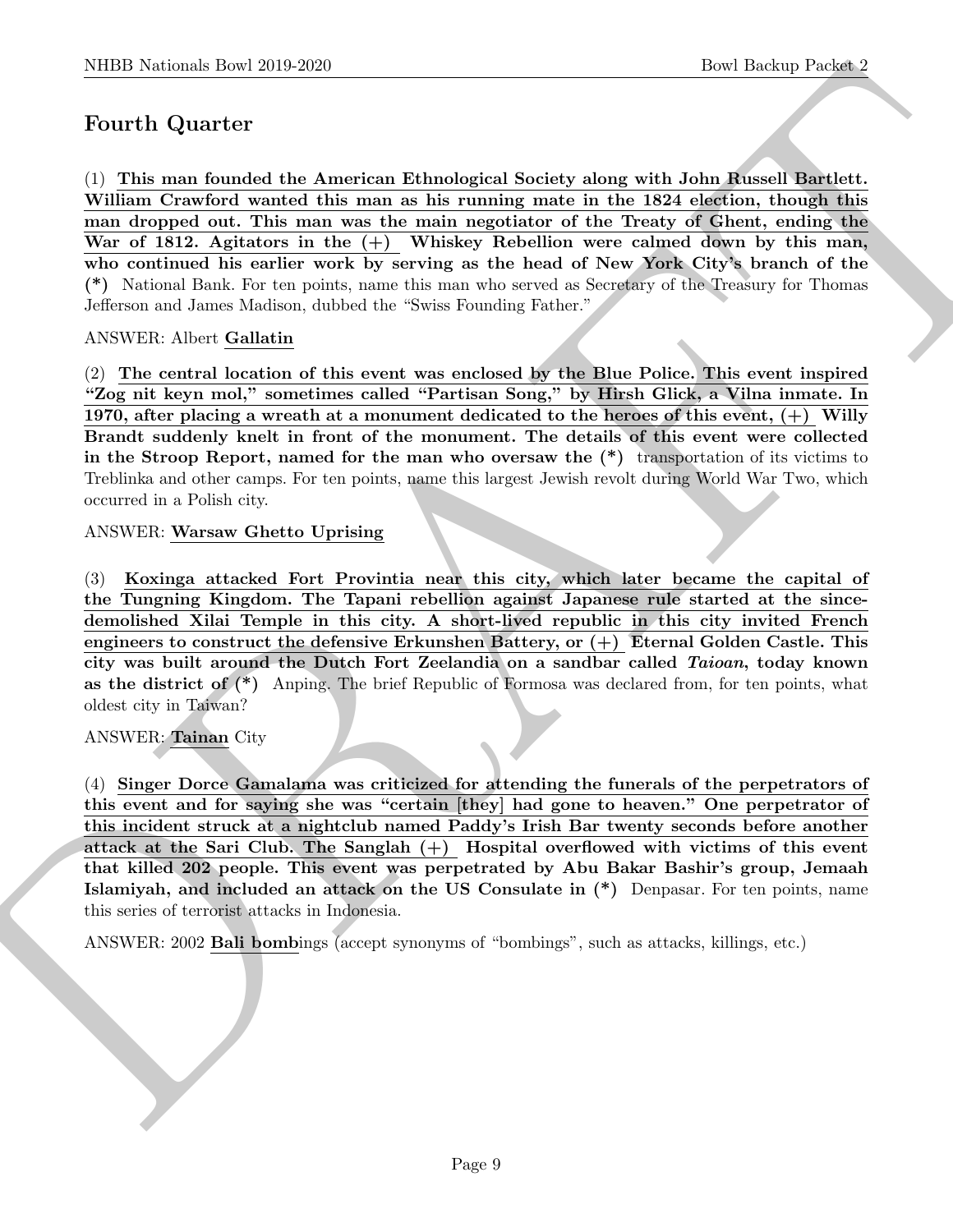## Fourth Quarter

(1) **This man founded the American Ethnological Society along with John Russell Bartlett. William Crawford wanted this man as his running mate in the 1824 election, though this man dropped out. This man was the main negotiator of the Treaty of Ghent, ending the War of 1812. Agitators in the (+) Whiskey Rebellion were calmed down by this man, who continued his earlier work by serving as the head of New York City's branch of the (\*)** National Bank. For ten points, name this man who served as Secretary of the Treasury for Thomas Jefferson and James Madison, dubbed the "Swiss Founding Father."

ANSWER: Albert **Gallatin**

(2) **The central location of this event was enclosed by the Blue Police. This event inspired "Zog nit keyn mol," sometimes called "Partisan Song," by Hirsh Glick, a Vilna inmate. In 1970, after placing a wreath at a monument dedicated to the heroes of this event, (+) Willy Brandt suddenly knelt in front of the monument. The details of this event were collected in the Stroop Report, named for the man who oversaw the (\*)** transportation of its victims to Treblinka and other camps. For ten points, name this largest Jewish revolt during World War Two, which occurred in a Polish city.

ANSWER: **Warsaw Ghetto Uprising**

(3) **Koxinga attacked Fort Provintia near this city, which later became the capital of the Tungning Kingdom. The Tapani rebellion against Japanese rule started at the since-demolished Xilai Temple in this city. A short-lived republic in this city invited French engineers to construct the defensive Erkunshen Battery, or (+) Eternal Golden Castle. This city was built around the Dutch Fort Zeelandia on a sandbar called *Taioan*, today known as the district of (\*)** Anping. The brief Republic of Formosa was declared from, for ten points, what oldest city in Taiwan?

ANSWER: **Tainan** City

(4) **Singer Dorce Gamalama was criticized for attending the funerals of the perpetrators of this event and for saying she was "certain [they] had gone to heaven." One perpetrator of this incident struck at a nightclub named Paddy's Irish Bar twenty seconds before another attack at the Sari Club. The Sanglah (+) Hospital overflowed with victims of this event that killed 202 people. This event was perpetrated by Abu Bakar Bashir's group, Jemaah Islamiyah, and included an attack on the US Consulate in (\*)** Denpasar. For ten points, name this series of terrorist attacks in Indonesia.

ANSWER: 2002 **Bali bomb**ings (accept synonyms of "bombings", such as attacks, killings, etc.)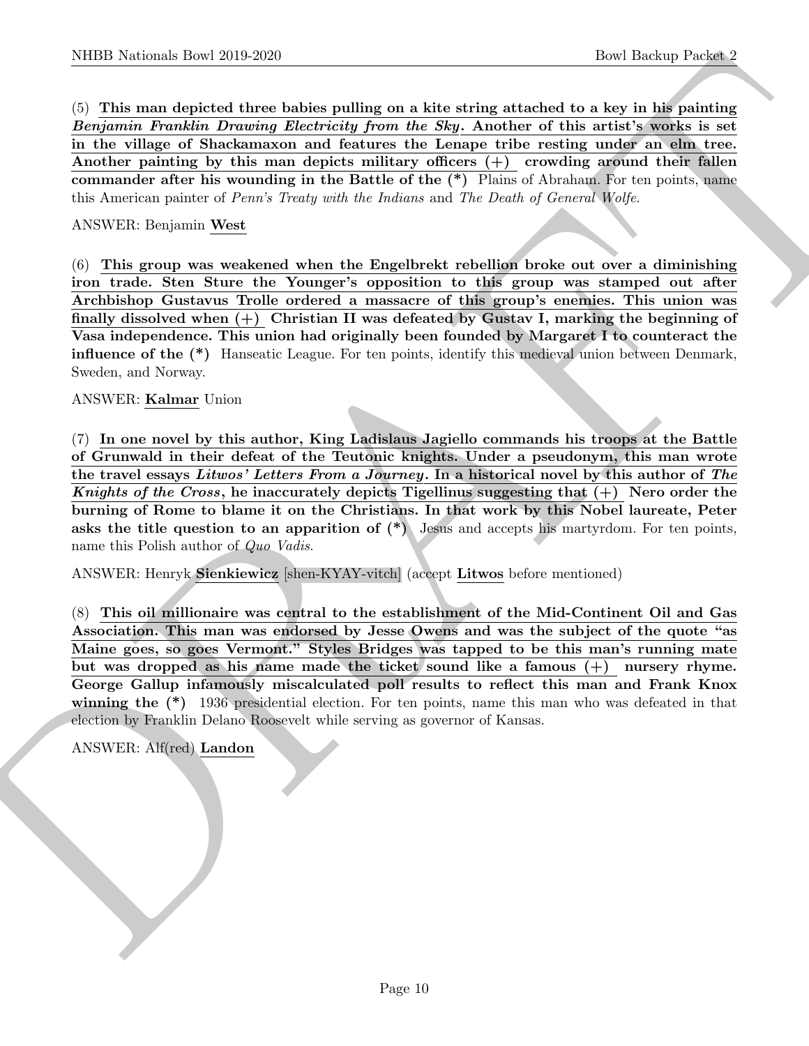(5) **This man depicted three babies pulling on a kite string attached to a key in his painting *Benjamin Franklin Drawing Electricity from the Sky*. Another of this artist's works is set in the village of Shackamaxon and features the Lenape tribe resting under an elm tree. Another painting by this man depicts military officers (+) crowding around their fallen commander after his wounding in the Battle of the (*)** Plains of Abraham. For ten points, name this American painter of *Penn's Treaty with the Indians* and *The Death of General Wolfe*.

ANSWER: Benjamin **West**

(6) **This group was weakened when the Engelbrekt rebellion broke out over a diminishing iron trade. Sten Sture the Younger's opposition to this group was stamped out after Archbishop Gustavus Trolle ordered a massacre of this group's enemies. This union was finally dissolved when (+) Christian II was defeated by Gustav I, marking the beginning of Vasa independence. This union had originally been founded by Margaret I to counteract the influence of the (*)** Hanseatic League. For ten points, identify this medieval union between Denmark, Sweden, and Norway.

ANSWER: **Kalmar** Union

(7) **In one novel by this author, King Ladislaus Jagiello commands his troops at the Battle of Grunwald in their defeat of the Teutonic knights. Under a pseudonym, this man wrote the travel essays *Litwos' Letters From a Journey*. In a historical novel by this author of *The Knights of the Cross*, he inaccurately depicts Tigellinus suggesting that (+) Nero order the burning of Rome to blame it on the Christians. In that work by this Nobel laureate, Peter asks the title question to an apparition of (*)** Jesus and accepts his martyrdom. For ten points, name this Polish author of *Quo Vadis*.

ANSWER: Henryk **Sienkiewicz** [shen-KYAY-vitch] (accept **Litwos** before mentioned)

(8) **This oil millionaire was central to the establishment of the Mid-Continent Oil and Gas Association. This man was endorsed by Jesse Owens and was the subject of the quote "as Maine goes, so goes Vermont." Styles Bridges was tapped to be this man's running mate but was dropped as his name made the ticket sound like a famous (+) nursery rhyme. George Gallup infamously miscalculated poll results to reflect this man and Frank Knox winning the (*)** 1936 presidential election. For ten points, name this man who was defeated in that election by Franklin Delano Roosevelt while serving as governor of Kansas.

ANSWER: Alf(red) **Landon**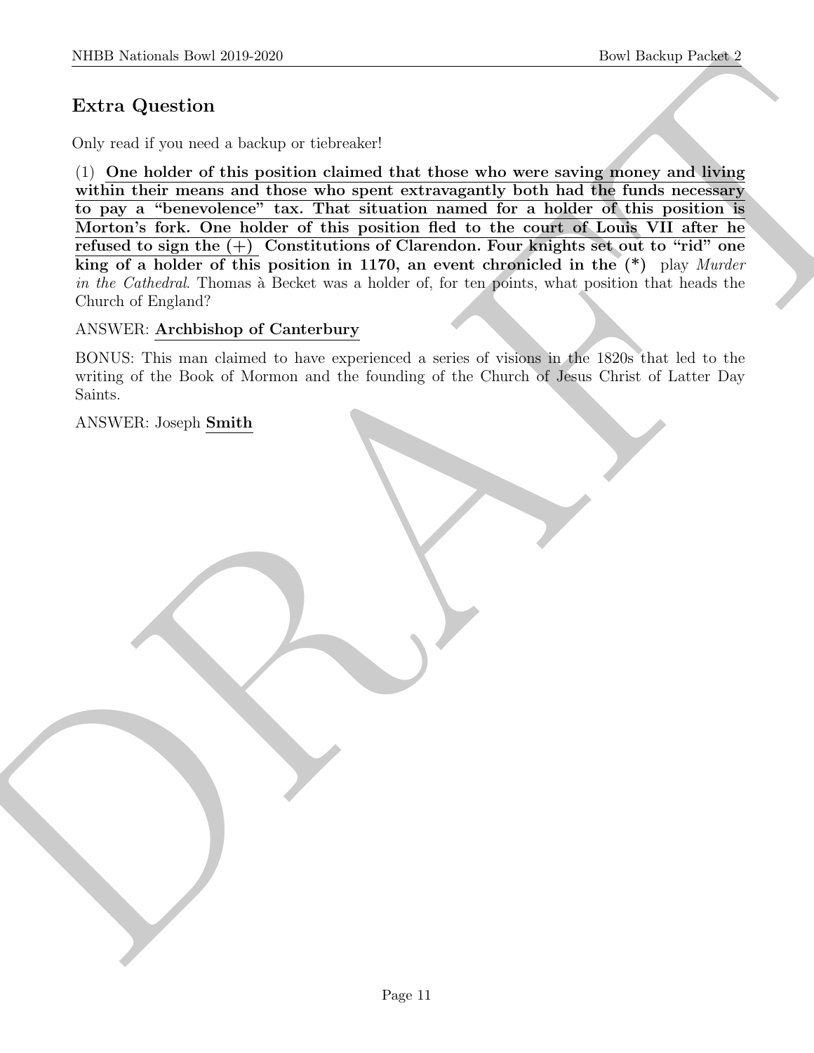## Extra Question

Only read if you need a backup or tiebreaker!

(1) **One holder of this position claimed that those who were saving money and living within their means and those who spent extravagantly both had the funds necessary to pay a "benevolence" tax. That situation named for a holder of this position is Morton's fork. One holder of this position fled to the court of Louis VII after he refused to sign the (+) Constitutions of Clarendon. Four knights set out to "rid" one king of a holder of this position in 1170, an event chronicled in the (*)** play *Murder in the Cathedral*. Thomas à Becket was a holder of, for ten points, what position that heads the Church of England?

ANSWER: **Archbishop of Canterbury**

BONUS: This man claimed to have experienced a series of visions in the 1820s that led to the writing of the Book of Mormon and the founding of the Church of Jesus Christ of Latter Day Saints.

ANSWER: Joseph **Smith**